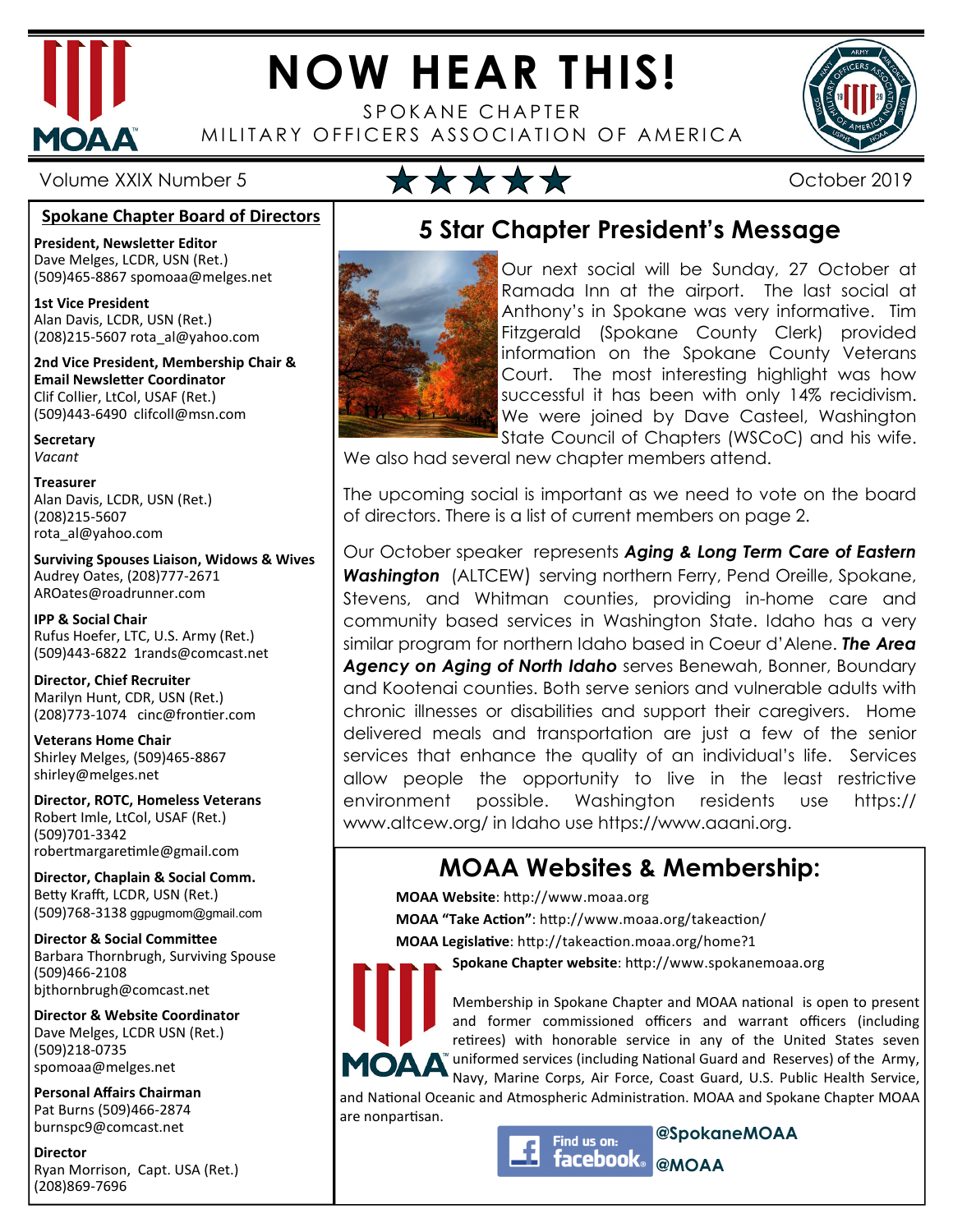# NOW HEAR THIS!

SPOKANE CHAPTER
MILITARY OFFICERS ASSOCIATION OF AMERICA

Volume XXIX Number 5 — October 2019

## Spokane Chapter Board of Directors

**President, Newsletter Editor**
Dave Melges, LCDR, USN (Ret.)
(509)465-8867 spomoaa@melges.net

**1st Vice President**
Alan Davis, LCDR, USN (Ret.)
(208)215-5607 rota_al@yahoo.com

**2nd Vice President, Membership Chair & Email Newsletter Coordinator**
Clif Collier, LtCol, USAF (Ret.)
(509)443-6490 clifcoll@msn.com

**Secretary**
*Vacant*

**Treasurer**
Alan Davis, LCDR, USN (Ret.)
(208)215-5607
rota_al@yahoo.com

**Surviving Spouses Liaison, Widows & Wives**
Audrey Oates, (208)777-2671
AROates@roadrunner.com

**IPP & Social Chair**
Rufus Hoefer, LTC, U.S. Army (Ret.)
(509)443-6822 1rands@comcast.net

**Director, Chief Recruiter**
Marilyn Hunt, CDR, USN (Ret.)
(208)773-1074 cinc@frontier.com

**Veterans Home Chair**
Shirley Melges, (509)465-8867
shirley@melges.net

**Director, ROTC, Homeless Veterans**
Robert Imle, LtCol, USAF (Ret.)
(509)701-3342
robertmargaretimle@gmail.com

**Director, Chaplain & Social Comm.**
Betty Krafft, LCDR, USN (Ret.)
(509)768-3138 ggpugmom@gmail.com

**Director & Social Committee**
Barbara Thornbrugh, Surviving Spouse
(509)466-2108
bjthornbrugh@comcast.net

**Director & Website Coordinator**
Dave Melges, LCDR USN (Ret.)
(509)218-0735
spomoaa@melges.net

**Personal Affairs Chairman**
Pat Burns (509)466-2874
burnspc9@comcast.net

**Director**
Ryan Morrison, Capt. USA (Ret.)
(208)869-7696

## 5 Star Chapter President's Message

Our next social will be Sunday, 27 October at Ramada Inn at the airport. The last social at Anthony's in Spokane was very informative. Tim Fitzgerald (Spokane County Clerk) provided information on the Spokane County Veterans Court. The most interesting highlight was how successful it has been with only 14% recidivism. We were joined by Dave Casteel, Washington State Council of Chapters (WSCoC) and his wife. We also had several new chapter members attend.

The upcoming social is important as we need to vote on the board of directors. There is a list of current members on page 2.

Our October speaker represents ***Aging & Long Term Care of Eastern Washington*** (ALTCEW) serving northern Ferry, Pend Oreille, Spokane, Stevens, and Whitman counties, providing in-home care and community based services in Washington State. Idaho has a very similar program for northern Idaho based in Coeur d'Alene. ***The Area Agency on Aging of North Idaho*** serves Benewah, Bonner, Boundary and Kootenai counties. Both serve seniors and vulnerable adults with chronic illnesses or disabilities and support their caregivers. Home delivered meals and transportation are just a few of the senior services that enhance the quality of an individual's life. Services allow people the opportunity to live in the least restrictive environment possible. Washington residents use https://www.altcew.org/ in Idaho use https://www.aaani.org.

## MOAA Websites & Membership:

**MOAA Website**: http://www.moaa.org
**MOAA "Take Action"**: http://www.moaa.org/takeaction/
**MOAA Legislative**: http://takeaction.moaa.org/home?1
**Spokane Chapter website**: http://www.spokanemoaa.org

Membership in Spokane Chapter and MOAA national is open to present and former commissioned officers and warrant officers (including retirees) with honorable service in any of the United States seven uniformed services (including National Guard and Reserves) of the Army, Navy, Marine Corps, Air Force, Coast Guard, U.S. Public Health Service, and National Oceanic and Atmospheric Administration. MOAA and Spokane Chapter MOAA are nonpartisan.

Find us on: facebook
**@SpokaneMOAA**
**@MOAA**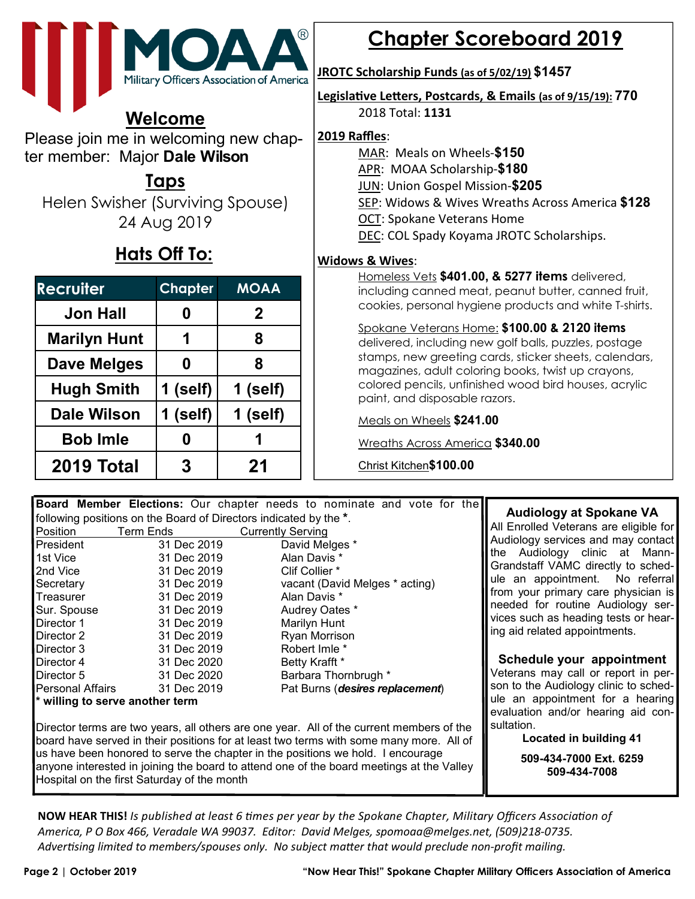MOAA® Military Officers Association of America

## Welcome

Please join me in welcoming new chapter member: Major **Dale Wilson**

## Taps

Helen Swisher (Surviving Spouse)
24 Aug 2019

## Hats Off To:

| Recruiter | Chapter | MOAA |
|---|---|---|
| Jon Hall | 0 | 2 |
| Marilyn Hunt | 1 | 8 |
| Dave Melges | 0 | 8 |
| Hugh Smith | 1 (self) | 1 (self) |
| Dale Wilson | 1 (self) | 1 (self) |
| Bob Imle | 0 | 1 |
| 2019 Total | 3 | 21 |

## Chapter Scoreboard 2019

**JROTC Scholarship Funds (as of 5/02/19) $1457**

**Legislative Letters, Postcards, & Emails (as of 9/15/19): 770**
2018 Total: **1131**

**2019 Raffles**:
- MAR: Meals on Wheels-**$150**
- APR: MOAA Scholarship-**$180**
- JUN: Union Gospel Mission-**$205**
- SEP: Widows & Wives Wreaths Across America **$128**
- OCT: Spokane Veterans Home
- DEC: COL Spady Koyama JROTC Scholarships.

**Widows & Wives**:

Homeless Vets **$401.00, & 5277 items** delivered, including canned meat, peanut butter, canned fruit, cookies, personal hygiene products and white T-shirts.

Spokane Veterans Home: **$100.00 & 2120 items** delivered, including new golf balls, puzzles, postage stamps, new greeting cards, sticker sheets, calendars, magazines, adult coloring books, twist up crayons, colored pencils, unfinished wood bird houses, acrylic paint, and disposable razors.

Meals on Wheels **$241.00**

Wreaths Across America **$340.00**

Christ Kitchen**$100.00**

**Board Member Elections:** Our chapter needs to nominate and vote for the following positions on the Board of Directors indicated by the *.

| Position | Term Ends | Currently Serving |
|---|---|---|
| President | 31 Dec 2019 | David Melges * |
| 1st Vice | 31 Dec 2019 | Alan Davis * |
| 2nd Vice | 31 Dec 2019 | Clif Collier * |
| Secretary | 31 Dec 2019 | vacant (David Melges * acting) |
| Treasurer | 31 Dec 2019 | Alan Davis * |
| Sur. Spouse | 31 Dec 2019 | Audrey Oates * |
| Director 1 | 31 Dec 2019 | Marilyn Hunt |
| Director 2 | 31 Dec 2019 | Ryan Morrison |
| Director 3 | 31 Dec 2019 | Robert Imle * |
| Director 4 | 31 Dec 2020 | Betty Krafft * |
| Director 5 | 31 Dec 2020 | Barbara Thornbrugh * |
| Personal Affairs | 31 Dec 2019 | Pat Burns (***desires replacement***) |

**\* willing to serve another term**

Director terms are two years, all others are one year. All of the current members of the board have served in their positions for at least two terms with some many more. All of us have been honored to serve the chapter in the positions we hold. I encourage anyone interested in joining the board to attend one of the board meetings at the Valley Hospital on the first Saturday of the month

### Audiology at Spokane VA

All Enrolled Veterans are eligible for Audiology services and may contact the Audiology clinic at Mann-Grandstaff VAMC directly to schedule an appointment. No referral from your primary care physician is needed for routine Audiology services such as heading tests or hearing aid related appointments.

### Schedule your appointment

Veterans may call or report in person to the Audiology clinic to schedule an appointment for a hearing evaluation and/or hearing aid consultation.

**Located in building 41**

**509-434-7000 Ext. 6259**
**509-434-7008**

**NOW HEAR THIS!** *Is published at least 6 times per year by the Spokane Chapter, Military Officers Association of America, P O Box 466, Veradale WA 99037. Editor: David Melges, spomoaa@melges.net, (509)218-0735. Advertising limited to members/spouses only. No subject matter that would preclude non-profit mailing.*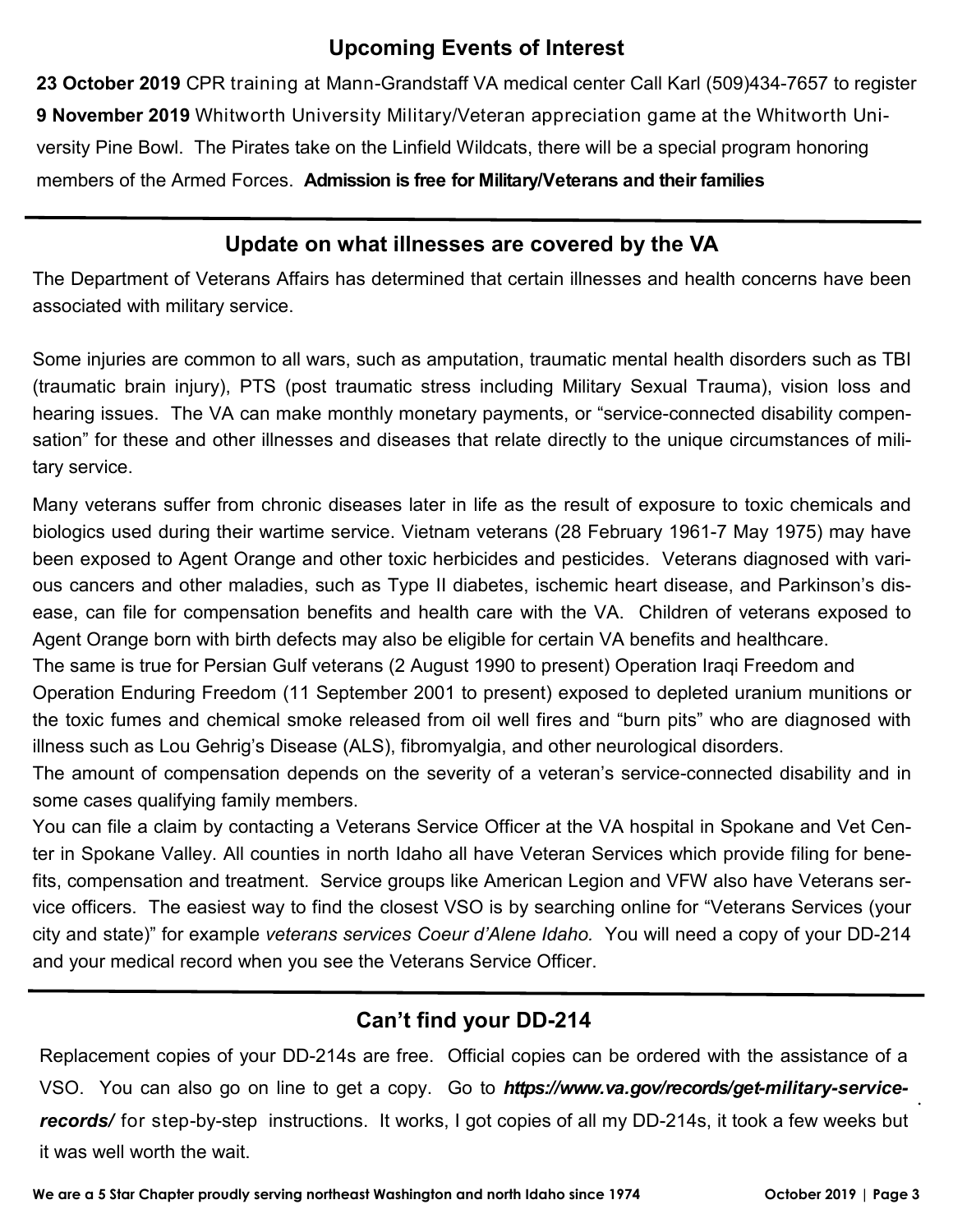## Upcoming Events of Interest

**23 October 2019** CPR training at Mann-Grandstaff VA medical center Call Karl (509)434-7657 to register

**9 November 2019** Whitworth University Military/Veteran appreciation game at the Whitworth University Pine Bowl. The Pirates take on the Linfield Wildcats, there will be a special program honoring members of the Armed Forces. **Admission is free for Military/Veterans and their families**

## Update on what illnesses are covered by the VA

The Department of Veterans Affairs has determined that certain illnesses and health concerns have been associated with military service.

Some injuries are common to all wars, such as amputation, traumatic mental health disorders such as TBI (traumatic brain injury), PTS (post traumatic stress including Military Sexual Trauma), vision loss and hearing issues. The VA can make monthly monetary payments, or "service-connected disability compensation" for these and other illnesses and diseases that relate directly to the unique circumstances of military service.

Many veterans suffer from chronic diseases later in life as the result of exposure to toxic chemicals and biologics used during their wartime service. Vietnam veterans (28 February 1961-7 May 1975) may have been exposed to Agent Orange and other toxic herbicides and pesticides. Veterans diagnosed with various cancers and other maladies, such as Type II diabetes, ischemic heart disease, and Parkinson's disease, can file for compensation benefits and health care with the VA. Children of veterans exposed to Agent Orange born with birth defects may also be eligible for certain VA benefits and healthcare.

The same is true for Persian Gulf veterans (2 August 1990 to present) Operation Iraqi Freedom and Operation Enduring Freedom (11 September 2001 to present) exposed to depleted uranium munitions or the toxic fumes and chemical smoke released from oil well fires and "burn pits" who are diagnosed with illness such as Lou Gehrig's Disease (ALS), fibromyalgia, and other neurological disorders.

The amount of compensation depends on the severity of a veteran's service-connected disability and in some cases qualifying family members.

You can file a claim by contacting a Veterans Service Officer at the VA hospital in Spokane and Vet Center in Spokane Valley. All counties in north Idaho all have Veteran Services which provide filing for benefits, compensation and treatment. Service groups like American Legion and VFW also have Veterans service officers. The easiest way to find the closest VSO is by searching online for "Veterans Services (your city and state)" for example *veterans services Coeur d'Alene Idaho.* You will need a copy of your DD-214 and your medical record when you see the Veterans Service Officer.

## Can't find your DD-214

Replacement copies of your DD-214s are free. Official copies can be ordered with the assistance of a VSO. You can also go on line to get a copy. Go to ***https://www.va.gov/records/get-military-service-records/*** for step-by-step instructions. It works, I got copies of all my DD-214s, it took a few weeks but it was well worth the wait.

We are a 5 Star Chapter proudly serving northeast Washington and north Idaho since 1974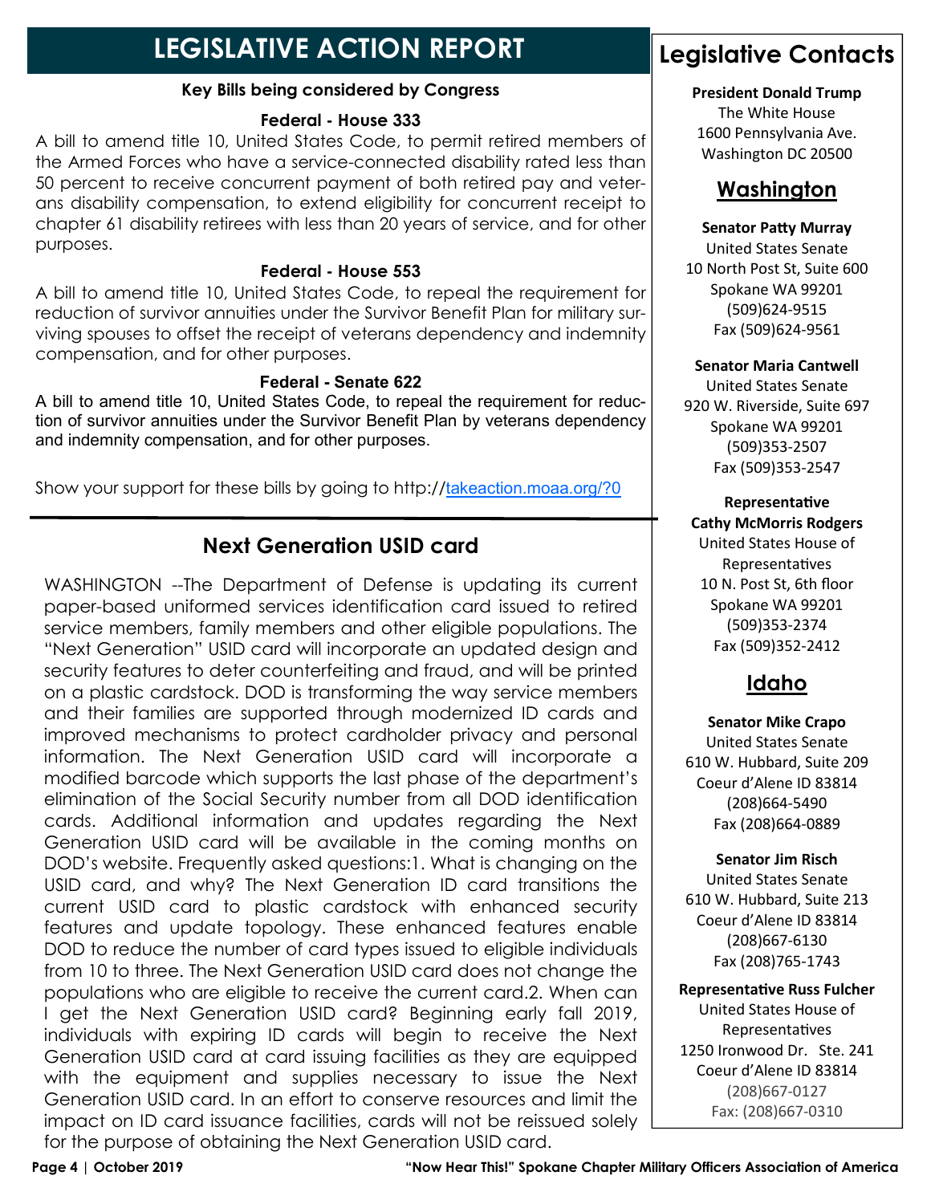# LEGISLATIVE ACTION REPORT

**Key Bills being considered by Congress**

**Federal - House 333**

A bill to amend title 10, United States Code, to permit retired members of the Armed Forces who have a service-connected disability rated less than 50 percent to receive concurrent payment of both retired pay and veterans disability compensation, to extend eligibility for concurrent receipt to chapter 61 disability retirees with less than 20 years of service, and for other purposes.

**Federal - House 553**

A bill to amend title 10, United States Code, to repeal the requirement for reduction of survivor annuities under the Survivor Benefit Plan for military surviving spouses to offset the receipt of veterans dependency and indemnity compensation, and for other purposes.

**Federal - Senate 622**

A bill to amend title 10, United States Code, to repeal the requirement for reduction of survivor annuities under the Survivor Benefit Plan by veterans dependency and indemnity compensation, and for other purposes.

Show your support for these bills by going to http://takeaction.moaa.org/?0

## Next Generation USID card

WASHINGTON --The Department of Defense is updating its current paper-based uniformed services identification card issued to retired service members, family members and other eligible populations. The "Next Generation" USID card will incorporate an updated design and security features to deter counterfeiting and fraud, and will be printed on a plastic cardstock. DOD is transforming the way service members and their families are supported through modernized ID cards and improved mechanisms to protect cardholder privacy and personal information. The Next Generation USID card will incorporate a modified barcode which supports the last phase of the department's elimination of the Social Security number from all DOD identification cards. Additional information and updates regarding the Next Generation USID card will be available in the coming months on DOD's website. Frequently asked questions:1. What is changing on the USID card, and why? The Next Generation ID card transitions the current USID card to plastic cardstock with enhanced security features and update topology. These enhanced features enable DOD to reduce the number of card types issued to eligible individuals from 10 to three. The Next Generation USID card does not change the populations who are eligible to receive the current card.2. When can I get the Next Generation USID card? Beginning early fall 2019, individuals with expiring ID cards will begin to receive the Next Generation USID card at card issuing facilities as they are equipped with the equipment and supplies necessary to issue the Next Generation USID card. In an effort to conserve resources and limit the impact on ID card issuance facilities, cards will not be reissued solely for the purpose of obtaining the Next Generation USID card.

# Legislative Contacts

**President Donald Trump**
The White House
1600 Pennsylvania Ave.
Washington DC 20500

## Washington

**Senator Patty Murray**
United States Senate
10 North Post St, Suite 600
Spokane WA 99201
(509)624-9515
Fax (509)624-9561

**Senator Maria Cantwell**
United States Senate
920 W. Riverside, Suite 697
Spokane WA 99201
(509)353-2507
Fax (509)353-2547

**Representative Cathy McMorris Rodgers**
United States House of Representatives
10 N. Post St, 6th floor
Spokane WA 99201
(509)353-2374
Fax (509)352-2412

## Idaho

**Senator Mike Crapo**
United States Senate
610 W. Hubbard, Suite 209
Coeur d'Alene ID 83814
(208)664-5490
Fax (208)664-0889

**Senator Jim Risch**
United States Senate
610 W. Hubbard, Suite 213
Coeur d'Alene ID 83814
(208)667-6130
Fax (208)765-1743

**Representative Russ Fulcher**
United States House of Representatives
1250 Ironwood Dr. Ste. 241
Coeur d'Alene ID 83814
(208)667-0127
Fax: (208)667-0310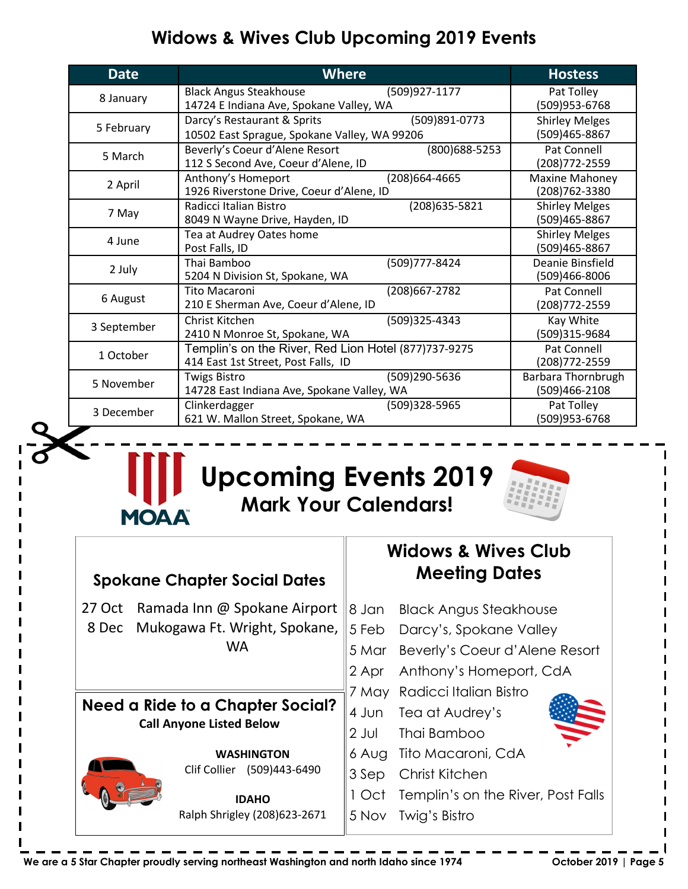# Widows & Wives Club Upcoming 2019 Events

| Date | Where | Hostess |
|---|---|---|
| 8 January | Black Angus Steakhouse (509)927-1177<br>14724 E Indiana Ave, Spokane Valley, WA | Pat Tolley<br>(509)953-6768 |
| 5 February | Darcy's Restaurant & Sprits (509)891-0773<br>10502 East Sprague, Spokane Valley, WA 99206 | Shirley Melges<br>(509)465-8867 |
| 5 March | Beverly's Coeur d'Alene Resort (800)688-5253<br>112 S Second Ave, Coeur d'Alene, ID | Pat Connell<br>(208)772-2559 |
| 2 April | Anthony's Homeport (208)664-4665<br>1926 Riverstone Drive, Coeur d'Alene, ID | Maxine Mahoney<br>(208)762-3380 |
| 7 May | Radicci Italian Bistro (208)635-5821<br>8049 N Wayne Drive, Hayden, ID | Shirley Melges<br>(509)465-8867 |
| 4 June | Tea at Audrey Oates home<br>Post Falls, ID | Shirley Melges<br>(509)465-8867 |
| 2 July | Thai Bamboo (509)777-8424<br>5204 N Division St, Spokane, WA | Deanie Binsfield<br>(509)466-8006 |
| 6 August | Tito Macaroni (208)667-2782<br>210 E Sherman Ave, Coeur d'Alene, ID | Pat Connell<br>(208)772-2559 |
| 3 September | Christ Kitchen (509)325-4343<br>2410 N Monroe St, Spokane, WA | Kay White<br>(509)315-9684 |
| 1 October | Templin's on the River, Red Lion Hotel (877)737-9275<br>414 East 1st Street, Post Falls, ID | Pat Connell<br>(208)772-2559 |
| 5 November | Twigs Bistro (509)290-5636<br>14728 East Indiana Ave, Spokane Valley, WA | Barbara Thornbrugh<br>(509)466-2108 |
| 3 December | Clinkerdagger (509)328-5965<br>621 W. Mallon Street, Spokane, WA | Pat Tolley<br>(509)953-6768 |

MOAA

# Upcoming Events 2019
## Mark Your Calendars!

### Spokane Chapter Social Dates

27 Oct Ramada Inn @ Spokane Airport
8 Dec Mukogawa Ft. Wright, Spokane, WA

### Need a Ride to a Chapter Social?

**Call Anyone Listed Below**

**WASHINGTON**
Clif Collier (509)443-6490

**IDAHO**
Ralph Shrigley (208)623-2671

### Widows & Wives Club Meeting Dates

8 Jan Black Angus Steakhouse
5 Feb Darcy's, Spokane Valley
5 Mar Beverly's Coeur d'Alene Resort
2 Apr Anthony's Homeport, CdA
7 May Radicci Italian Bistro
4 Jun Tea at Audrey's
2 Jul Thai Bamboo
6 Aug Tito Macaroni, CdA
3 Sep Christ Kitchen
1 Oct Templin's on the River, Post Falls
5 Nov Twig's Bistro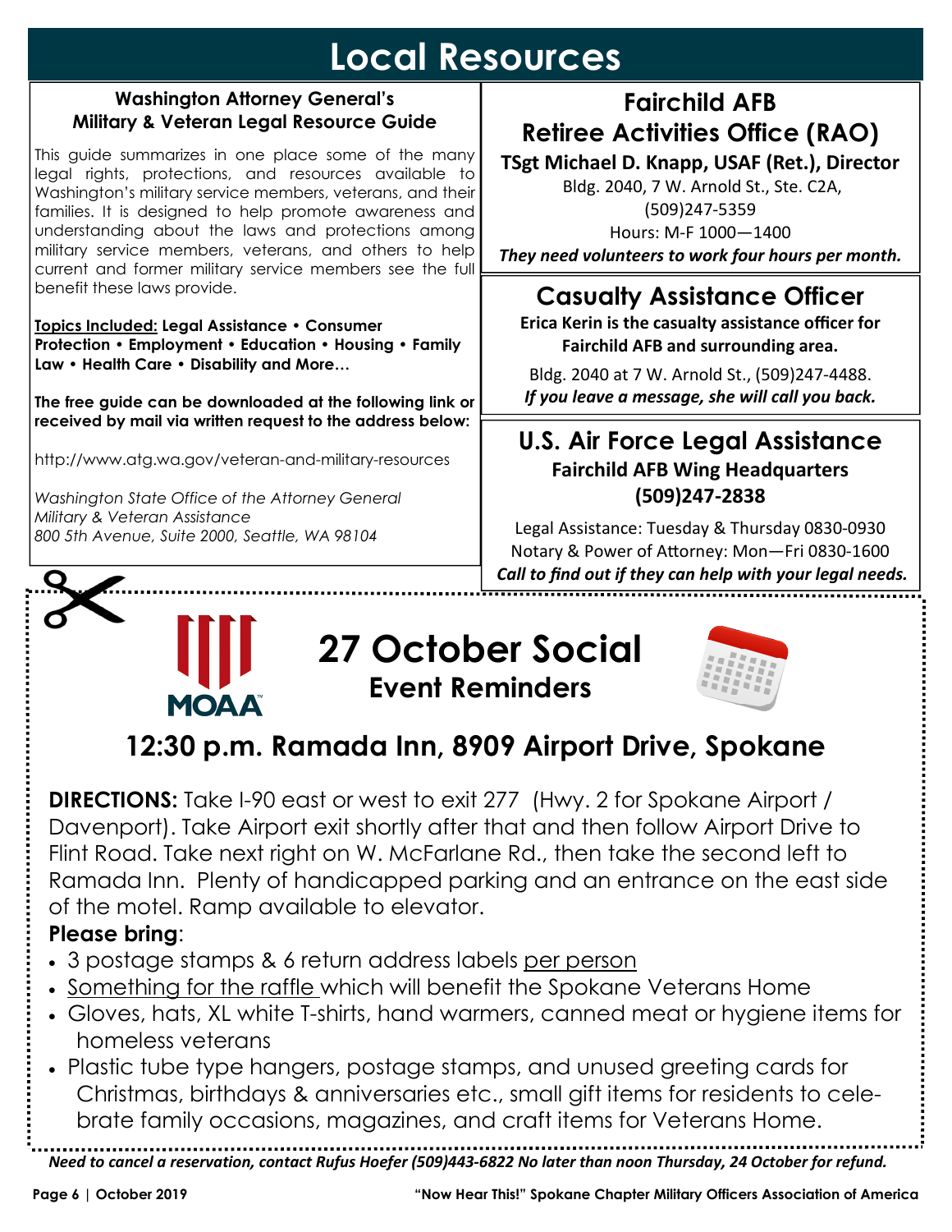# Local Resources

## Washington Attorney General's Military & Veteran Legal Resource Guide

This guide summarizes in one place some of the many legal rights, protections, and resources available to Washington's military service members, veterans, and their families. It is designed to help promote awareness and understanding about the laws and protections among military service members, veterans, and others to help current and former military service members see the full benefit these laws provide.

**Topics Included: Legal Assistance • Consumer Protection • Employment • Education • Housing • Family Law • Health Care • Disability and More…**

**The free guide can be downloaded at the following link or received by mail via written request to the address below:**

http://www.atg.wa.gov/veteran-and-military-resources

*Washington State Office of the Attorney General*
*Military & Veteran Assistance*
*800 5th Avenue, Suite 2000, Seattle, WA 98104*

## Fairchild AFB Retiree Activities Office (RAO)

**TSgt Michael D. Knapp, USAF (Ret.), Director**

Bldg. 2040, 7 W. Arnold St., Ste. C2A,
(509)247-5359
Hours: M-F 1000—1400

***They need volunteers to work four hours per month.***

## Casualty Assistance Officer

**Erica Kerin is the casualty assistance officer for Fairchild AFB and surrounding area.**

Bldg. 2040 at 7 W. Arnold St., (509)247-4488.

***If you leave a message, she will call you back.***

## U.S. Air Force Legal Assistance

**Fairchild AFB Wing Headquarters**
**(509)247-2838**

Legal Assistance: Tuesday & Thursday 0830-0930
Notary & Power of Attorney: Mon—Fri 0830-1600

***Call to find out if they can help with your legal needs.***

# 27 October Social

## Event Reminders

## 12:30 p.m. Ramada Inn, 8909 Airport Drive, Spokane

**DIRECTIONS:** Take I-90 east or west to exit 277 (Hwy. 2 for Spokane Airport / Davenport). Take Airport exit shortly after that and then follow Airport Drive to Flint Road. Take next right on W. McFarlane Rd., then take the second left to Ramada Inn. Plenty of handicapped parking and an entrance on the east side of the motel. Ramp available to elevator.

**Please bring**:

- 3 postage stamps & 6 return address labels per person
- Something for the raffle which will benefit the Spokane Veterans Home
- Gloves, hats, XL white T-shirts, hand warmers, canned meat or hygiene items for homeless veterans
- Plastic tube type hangers, postage stamps, and unused greeting cards for Christmas, birthdays & anniversaries etc., small gift items for residents to celebrate family occasions, magazines, and craft items for Veterans Home.

***Need to cancel a reservation, contact Rufus Hoefer (509)443-6822 No later than noon Thursday, 24 October for refund.***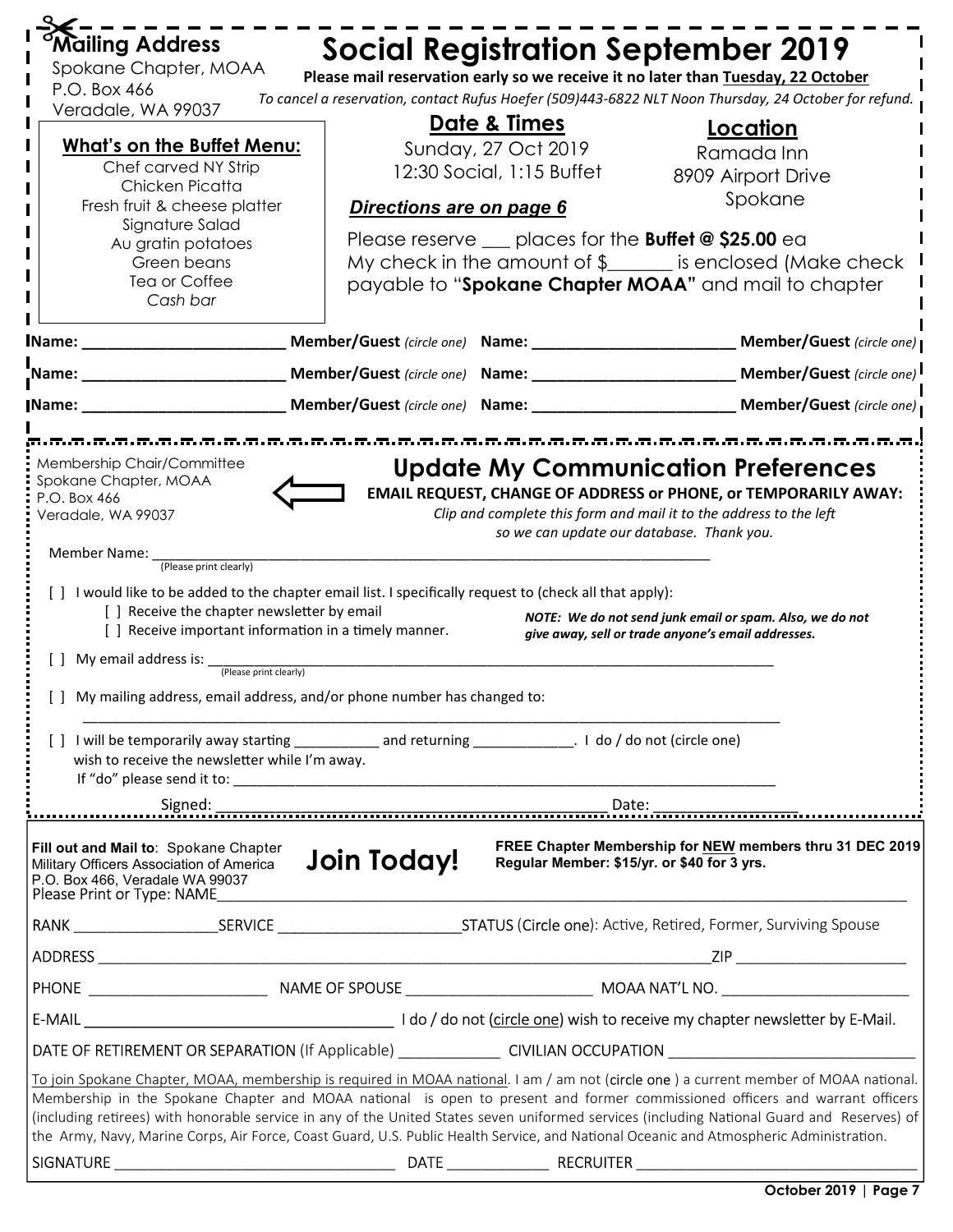**Mailing Address**
Spokane Chapter, MOAA
P.O. Box 466
Veradale, WA 99037

# Social Registration September 2019

**Please mail reservation early so we receive it no later than Tuesday, 22 October**

*To cancel a reservation, contact Rufus Hoefer (509)443-6822 NLT Noon Thursday, 24 October for refund.*

**What's on the Buffet Menu:**

Chef carved NY Strip
Chicken Picatta
Fresh fruit & cheese platter
Signature Salad
Au gratin potatoes
Green beans
Tea or Coffee
*Cash bar*

**Date & Times**

Sunday, 27 Oct 2019
12:30 Social, 1:15 Buffet

***Directions are on page 6***

**Location**

Ramada Inn
8909 Airport Drive
Spokane

Please reserve ___ places for the **Buffet @ $25.00** ea
My check in the amount of $_______ is enclosed (Make check payable to "**Spokane Chapter MOAA"** and mail to chapter

**Name:** ________________________ **Member/Guest** *(circle one)* **Name:** ________________________ **Member/Guest** *(circle one)*

**Name:** ________________________ **Member/Guest** *(circle one)* **Name:** ________________________ **Member/Guest** *(circle one)*

**Name:** ________________________ **Member/Guest** *(circle one)* **Name:** ________________________ **Member/Guest** *(circle one)*

---

Membership Chair/Committee
Spokane Chapter, MOAA
P.O. Box 466
Veradale, WA 99037

# Update My Communication Preferences

**EMAIL REQUEST, CHANGE OF ADDRESS or PHONE, or TEMPORARILY AWAY:**

*Clip and complete this form and mail it to the address to the left so we can update our database. Thank you.*

Member Name: ____________________________________________
(Please print clearly)

[ ] I would like to be added to the chapter email list. I specifically request to (check all that apply):
- [ ] Receive the chapter newsletter by email
- [ ] Receive important information in a timely manner.

***NOTE: We do not send junk email or spam. Also, we do not give away, sell or trade anyone's email addresses.***

[ ] My email address is: ____________________________________________
(Please print clearly)

[ ] My mailing address, email address, and/or phone number has changed to:

____________________________________________

[ ] I will be temporarily away starting ___________ and returning _____________. I do / do not (circle one) wish to receive the newsletter while I'm away.
If "do" please send it to: ____________________________________________

Signed: ____________________________________________ Date: _________________

---

**Fill out and Mail to**: Spokane Chapter Military Officers Association of America P.O. Box 466, Veradale WA 99037

# Join Today!

**FREE Chapter Membership for NEW members thru 31 DEC 2019**
**Regular Member: $15/yr. or $40 for 3 yrs.**

Please Print or Type: NAME____________________________________________

RANK _________________SERVICE ______________________STATUS (Circle one): Active, Retired, Former, Surviving Spouse

ADDRESS ____________________________________________ZIP _____________________

PHONE ______________________ NAME OF SPOUSE ______________________ MOAA NAT'L NO. ______________________

E-MAIL ____________________________________ I do / do not (circle one) wish to receive my chapter newsletter by E-Mail.

DATE OF RETIREMENT OR SEPARATION (If Applicable) ____________ CIVILIAN OCCUPATION ______________________________

To join Spokane Chapter, MOAA, membership is required in MOAA national. I am / am not (circle one ) a current member of MOAA national. Membership in the Spokane Chapter and MOAA national is open to present and former commissioned officers and warrant officers (including retirees) with honorable service in any of the United States seven uniformed services (including National Guard and Reserves) of the Army, Navy, Marine Corps, Air Force, Coast Guard, U.S. Public Health Service, and National Oceanic and Atmospheric Administration.

SIGNATURE __________________________________ DATE ____________ RECRUITER _________________________________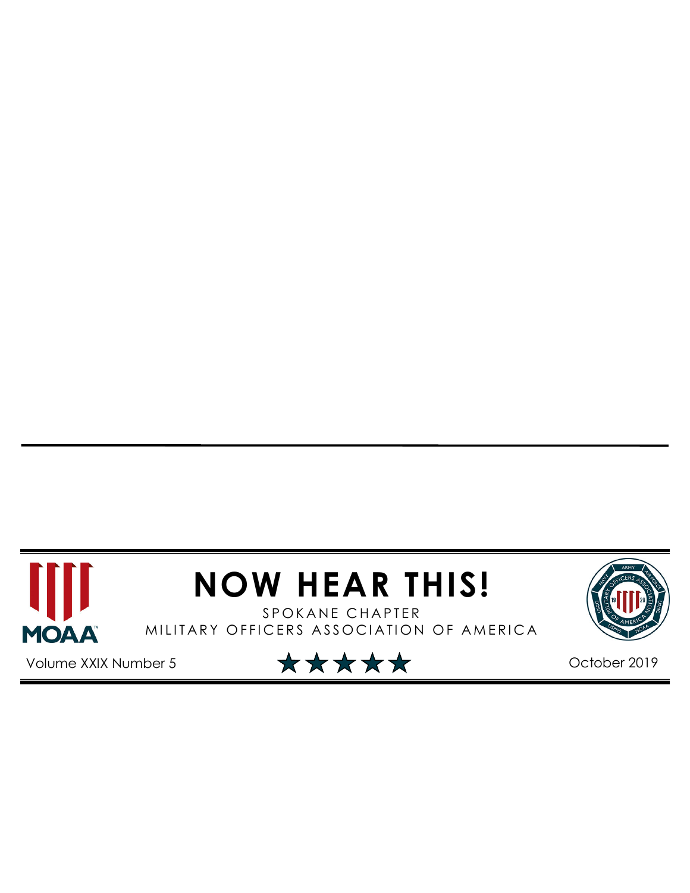# NOW HEAR THIS!

SPOKANE CHAPTER

MILITARY OFFICERS ASSOCIATION OF AMERICA

Volume XXIX Number 5 ★★★★★ October 2019